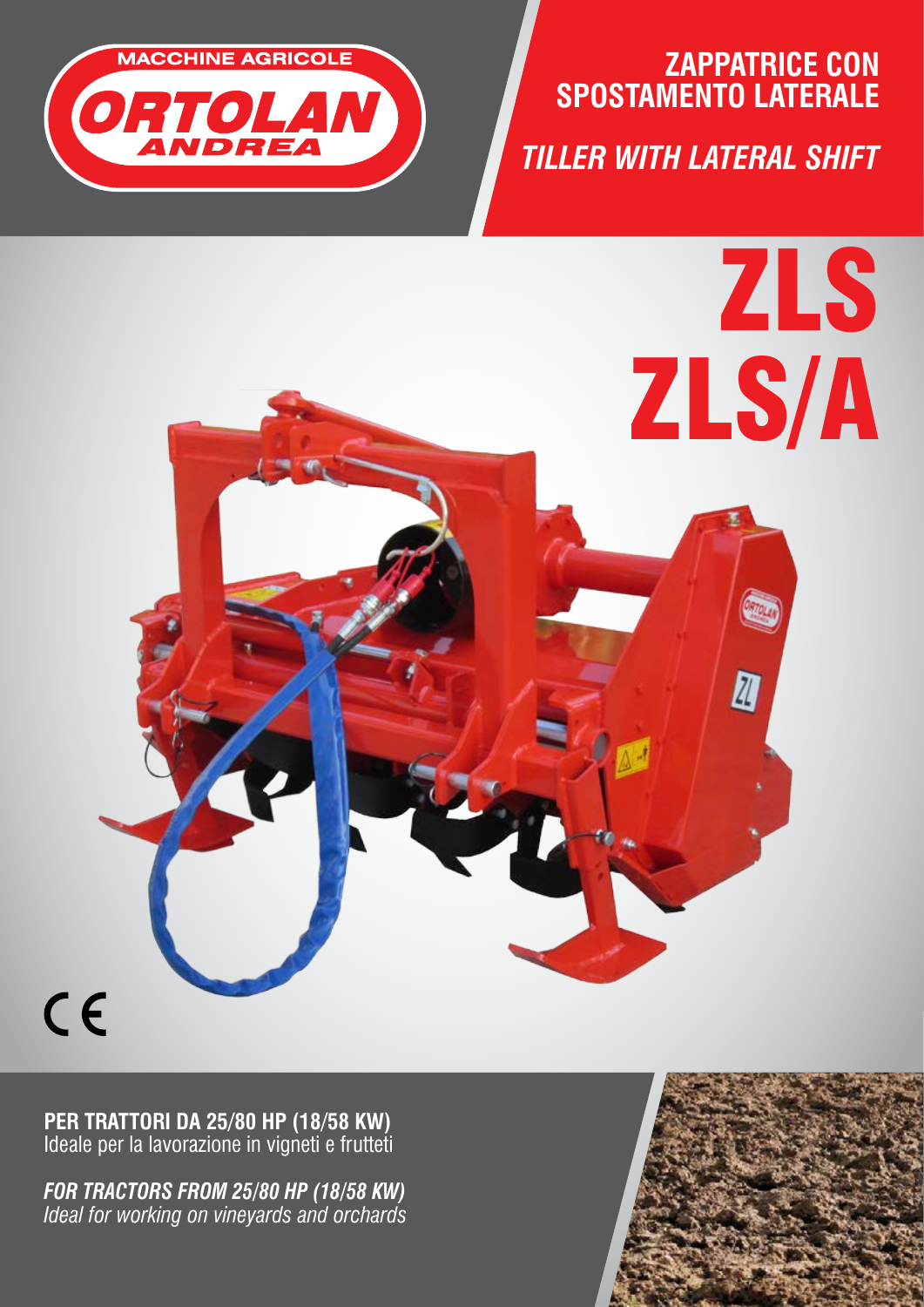MACCHINE AGRICOLE

ORTOLAN ANDREA

## ZAPPATRICE CON SPOSTAMENTO LATERALE

## *TILLER WITH LATERAL SHIFT*

# ZLS
# ZLS/A

CE

**PER TRATTORI DA 25/80 HP (18/58 KW)**
Ideale per la lavorazione in vigneti e frutteti

***FOR TRACTORS FROM 25/80 HP (18/58 KW)***
*Ideal for working on vineyards and orchards*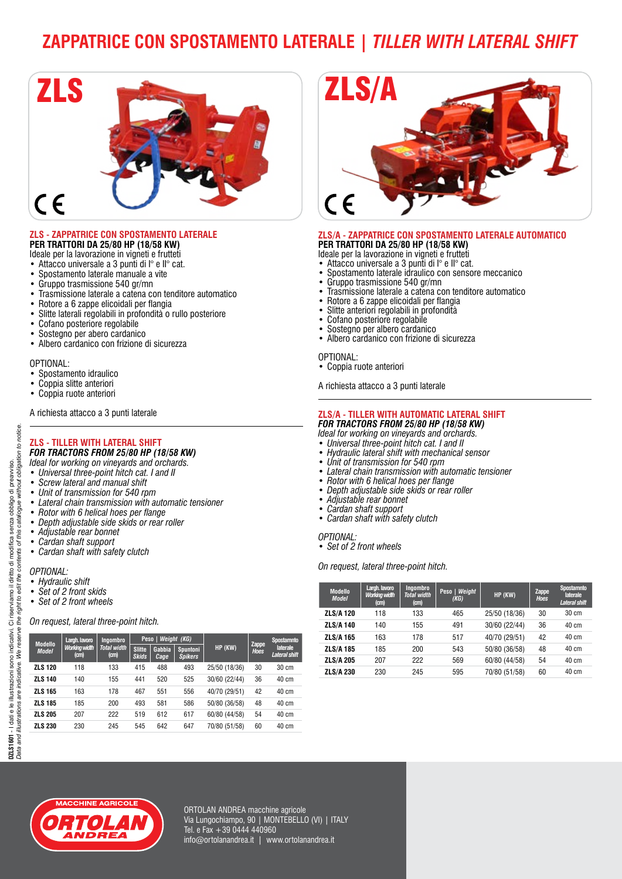# ZAPPATRICE CON SPOSTAMENTO LATERALE | *TILLER WITH LATERAL SHIFT*

## ZLS

CE

### ZLS - ZAPPATRICE CON SPOSTAMENTO LATERALE

**PER TRATTORI DA 25/80 HP (18/58 KW)**

Ideale per la lavorazione in vigneti e frutteti

- Attacco universale a 3 punti di I° e II° cat.
- Spostamento laterale manuale a vite
- Gruppo trasmissione 540 gr/mn
- Trasmissione laterale a catena con tenditore automatico
- Rotore a 6 zappe elicoidali per flangia
- Slitte laterali regolabili in profondità o rullo posteriore
- Cofano posteriore regolabile
- Sostegno per abero cardanico
- Albero cardanico con frizione di sicurezza

OPTIONAL:

- Spostamento idraulico
- Coppia slitte anteriori
- Coppia ruote anteriori

A richiesta attacco a 3 punti laterale

### ZLS - TILLER WITH LATERAL SHIFT

***FOR TRACTORS FROM 25/80 HP (18/58 KW)***

*Ideal for working on vineyards and orchards.*

- *Universal three-point hitch cat. I and II*
- *Screw lateral and manual shift*
- *Unit of transmission for 540 rpm*
- *Lateral chain transmission with automatic tensioner*
- *Rotor with 6 helical hoes per flange*
- *Depth adjustable side skids or rear roller*
- *Adjustable rear bonnet*
- *Cardan shaft support*
- *Cardan shaft with safety clutch*

*OPTIONAL:*

- *Hydraulic shift*
- *Set of 2 front skids*
- *Set of 2 front wheels*

*On request, lateral three-point hitch.*

| Modello *Model* | Largh. lavoro *Working width* (cm) | Ingombro *Total width* (cm) | Peso \| *Weight (KG)* | | | HP (KW) | Zappe *Hoes* | Spostamnto laterale *Lateral shift* |
|---|---|---|---|---|---|---|---|---|
| | | | Slitte *Skids* | Gabbia *Cage* | Spuntoni *Spikers* | | | |
| ZLS 120 | 118 | 133 | 415 | 488 | 493 | 25/50 (18/36) | 30 | 30 cm |
| ZLS 140 | 140 | 155 | 441 | 520 | 525 | 30/60 (22/44) | 36 | 40 cm |
| ZLS 165 | 163 | 178 | 467 | 551 | 556 | 40/70 (29/51) | 42 | 40 cm |
| ZLS 185 | 185 | 200 | 493 | 581 | 586 | 50/80 (36/58) | 48 | 40 cm |
| ZLS 205 | 207 | 222 | 519 | 612 | 617 | 60/80 (44/58) | 54 | 40 cm |
| ZLS 230 | 230 | 245 | 545 | 642 | 647 | 70/80 (51/58) | 60 | 40 cm |

## ZLS/A

CE

### ZLS/A - ZAPPATRICE CON SPOSTAMENTO LATERALE AUTOMATICO

**PER TRATTORI DA 25/80 HP (18/58 KW)**

Ideale per la lavorazione in vigneti e frutteti

- Attacco universale a 3 punti di I° e II° cat.
- Spostamento laterale idraulico con sensore meccanico
- Gruppo trasmissione 540 gr/mn
- Trasmissione laterale a catena con tenditore automatico
- Rotore a 6 zappe elicoidali per flangia
- Slitte anteriori regolabili in profondità
- Cofano posteriore regolabile
- Sostegno per albero cardanico
- Albero cardanico con frizione di sicurezza

OPTIONAL:

- Coppia ruote anteriori

A richiesta attacco a 3 punti laterale

### ZLS/A - TILLER WITH AUTOMATIC LATERAL SHIFT

***FOR TRACTORS FROM 25/80 HP (18/58 KW)***

*Ideal for working on vineyards and orchards.*

- *Universal three-point hitch cat. I and II*
- *Hydraulic lateral shift with mechanical sensor*
- *Unit of transmission for 540 rpm*
- *Lateral chain transmission with automatic tensioner*
- *Rotor with 6 helical hoes per flange*
- *Depth adjustable side skids or rear roller*
- *Adjustable rear bonnet*
- *Cardan shaft support*
- *Cardan shaft with safety clutch*

*OPTIONAL:*

- *Set of 2 front wheels*

*On request, lateral three-point hitch.*

| Modello *Model* | Largh. lavoro *Working width* (cm) | Ingombro *Total width* (cm) | Peso \| *Weight (KG)* | HP (KW) | Zappe *Hoes* | Spostamnto laterale *Lateral shift* |
|---|---|---|---|---|---|---|
| ZLS/A 120 | 118 | 133 | 465 | 25/50 (18/36) | 30 | 30 cm |
| ZLS/A 140 | 140 | 155 | 491 | 30/60 (22/44) | 36 | 40 cm |
| ZLS/A 165 | 163 | 178 | 517 | 40/70 (29/51) | 42 | 40 cm |
| ZLS/A 185 | 185 | 200 | 543 | 50/80 (36/58) | 48 | 40 cm |
| ZLS/A 205 | 207 | 222 | 569 | 60/80 (44/58) | 54 | 40 cm |
| ZLS/A 230 | 230 | 245 | 595 | 70/80 (51/58) | 60 | 40 cm |

**DZLS1601** - I dati e le illustrazioni sono indicativi. Ci riserviamo il diritto di modifica senza obbligo di preavviso.
*Data and illustrations are indicative. We reserve the right to edit the contents of this catalogue without obligation to notice.*

MACCHINE AGRICOLE ORTOLAN ANDREA

ORTOLAN ANDREA macchine agricole
Via Lungochiampo, 90 | MONTEBELLO (VI) | ITALY
Tel. e Fax +39 0444 440960
info@ortolanandrea.it | www.ortolanandrea.it